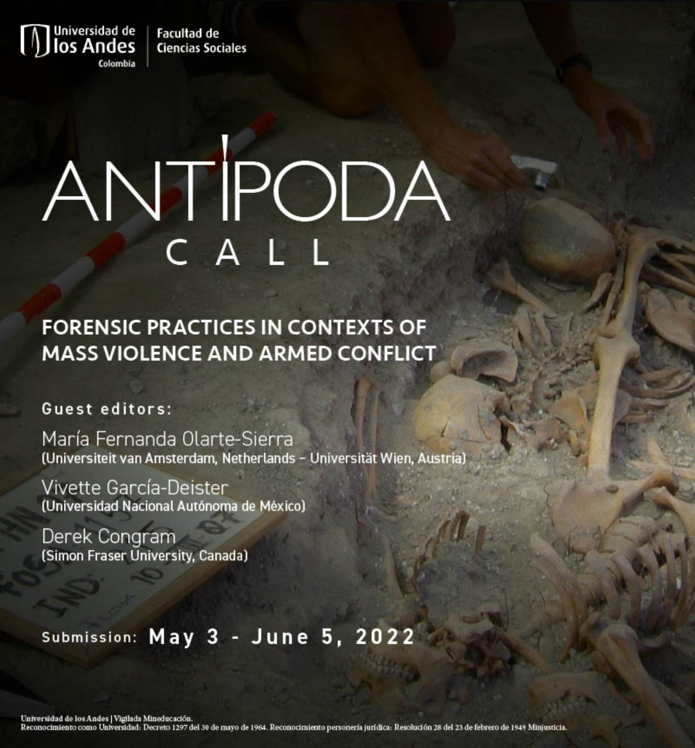Universidad de los Andes Colombia | Facultad de Ciencias Sociales

# ANTÍPODA

## CALL

### FORENSIC PRACTICES IN CONTEXTS OF MASS VIOLENCE AND ARMED CONFLICT

**Guest editors:**

María Fernanda Olarte-Sierra
(Universiteit van Amsterdam, Netherlands - Universität Wien, Austria)

Vivette García-Deister
(Universidad Nacional Autónoma de México)

Derek Congram
(Simon Fraser University, Canada)

Submission: **May 3 - June 5, 2022**

Universidad de los Andes | Vigilada Mineducación.
Reconocimiento como Universidad: Decreto 1297 del 30 de mayo de 1964. Reconocimiento personería jurídica: Resolución 28 del 23 de febrero de 1949 Minjusticia.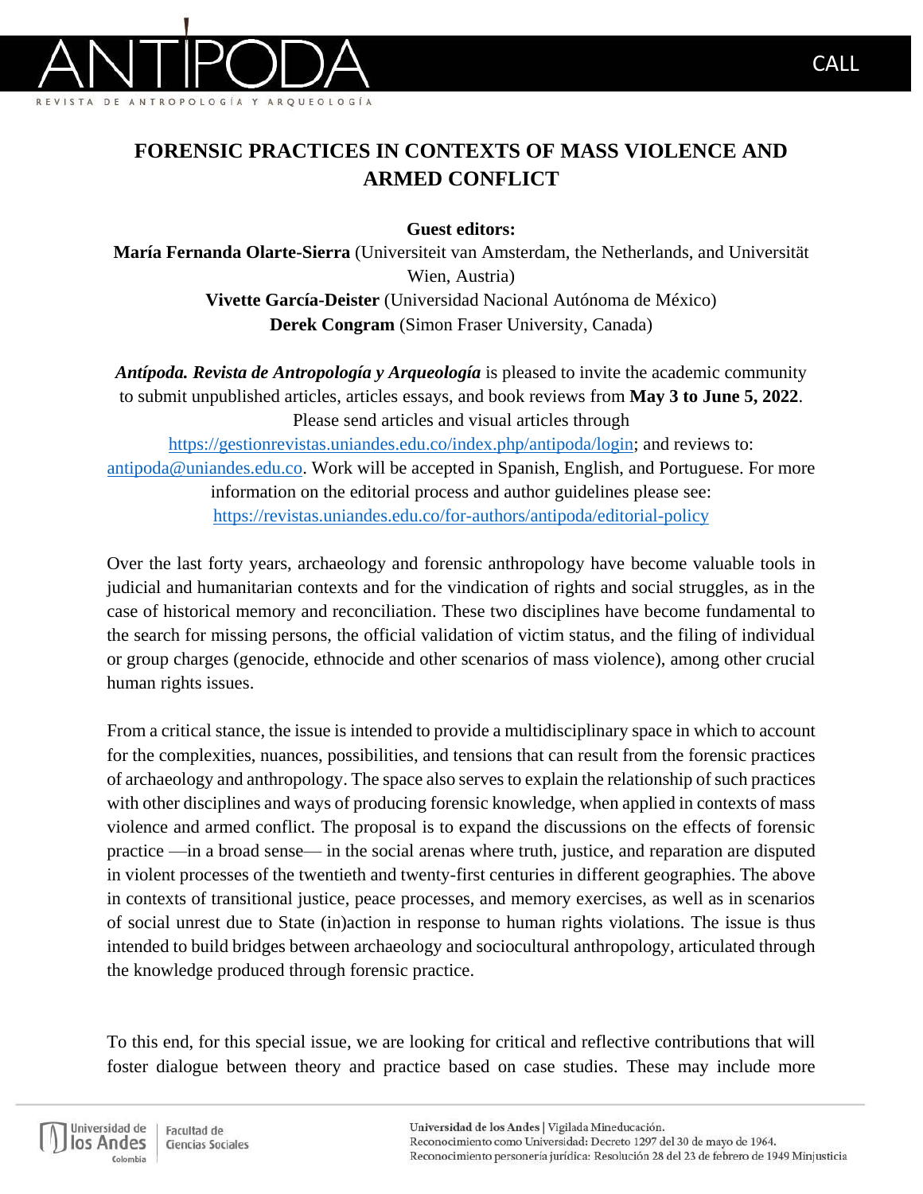# FORENSIC PRACTICES IN CONTEXTS OF MASS VIOLENCE AND ARMED CONFLICT

**Guest editors:**

**María Fernanda Olarte-Sierra** (Universiteit van Amsterdam, the Netherlands, and Universität Wien, Austria)

**Vivette García-Deister** (Universidad Nacional Autónoma de México)

**Derek Congram** (Simon Fraser University, Canada)

***Antípoda. Revista de Antropología y Arqueología*** is pleased to invite the academic community to submit unpublished articles, articles essays, and book reviews from **May 3 to June 5, 2022**. Please send articles and visual articles through https://gestionrevistas.uniandes.edu.co/index.php/antipoda/login; and reviews to: antipoda@uniandes.edu.co. Work will be accepted in Spanish, English, and Portuguese. For more information on the editorial process and author guidelines please see: https://revistas.uniandes.edu.co/for-authors/antipoda/editorial-policy

Over the last forty years, archaeology and forensic anthropology have become valuable tools in judicial and humanitarian contexts and for the vindication of rights and social struggles, as in the case of historical memory and reconciliation. These two disciplines have become fundamental to the search for missing persons, the official validation of victim status, and the filing of individual or group charges (genocide, ethnocide and other scenarios of mass violence), among other crucial human rights issues.

From a critical stance, the issue is intended to provide a multidisciplinary space in which to account for the complexities, nuances, possibilities, and tensions that can result from the forensic practices of archaeology and anthropology. The space also serves to explain the relationship of such practices with other disciplines and ways of producing forensic knowledge, when applied in contexts of mass violence and armed conflict. The proposal is to expand the discussions on the effects of forensic practice —in a broad sense— in the social arenas where truth, justice, and reparation are disputed in violent processes of the twentieth and twenty-first centuries in different geographies. The above in contexts of transitional justice, peace processes, and memory exercises, as well as in scenarios of social unrest due to State (in)action in response to human rights violations. The issue is thus intended to build bridges between archaeology and sociocultural anthropology, articulated through the knowledge produced through forensic practice.

To this end, for this special issue, we are looking for critical and reflective contributions that will foster dialogue between theory and practice based on case studies. These may include more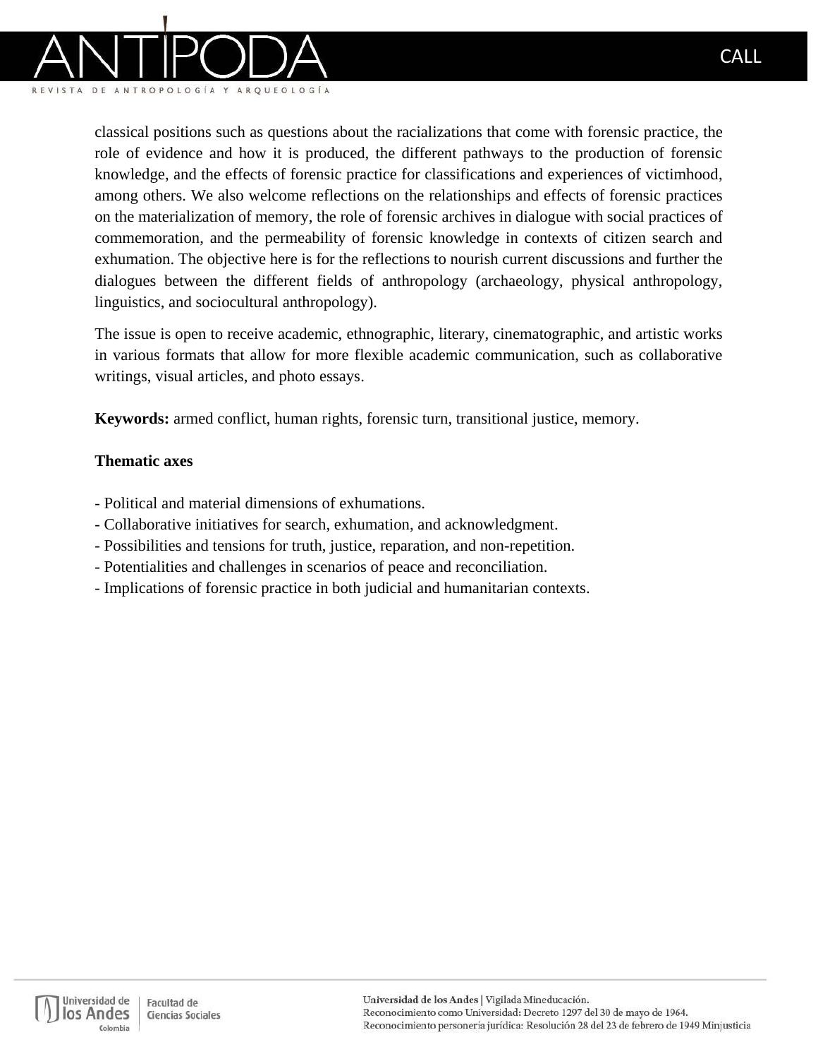classical positions such as questions about the racializations that come with forensic practice, the role of evidence and how it is produced, the different pathways to the production of forensic knowledge, and the effects of forensic practice for classifications and experiences of victimhood, among others. We also welcome reflections on the relationships and effects of forensic practices on the materialization of memory, the role of forensic archives in dialogue with social practices of commemoration, and the permeability of forensic knowledge in contexts of citizen search and exhumation. The objective here is for the reflections to nourish current discussions and further the dialogues between the different fields of anthropology (archaeology, physical anthropology, linguistics, and sociocultural anthropology).

The issue is open to receive academic, ethnographic, literary, cinematographic, and artistic works in various formats that allow for more flexible academic communication, such as collaborative writings, visual articles, and photo essays.

**Keywords:** armed conflict, human rights, forensic turn, transitional justice, memory.

**Thematic axes**

- Political and material dimensions of exhumations.
- Collaborative initiatives for search, exhumation, and acknowledgment.
- Possibilities and tensions for truth, justice, reparation, and non-repetition.
- Potentialities and challenges in scenarios of peace and reconciliation.
- Implications of forensic practice in both judicial and humanitarian contexts.